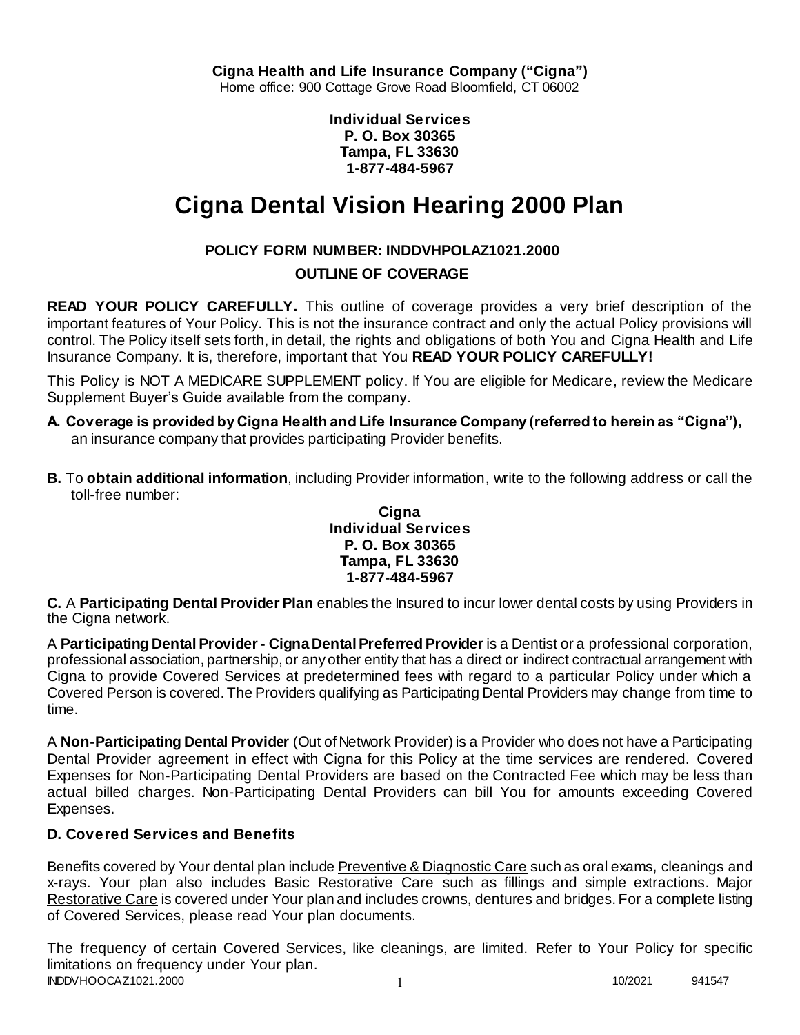**Cigna Health and Life Insurance Company ("Cigna")**
Home office: 900 Cottage Grove Road Bloomfield, CT 06002

**Individual Services**
**P. O. Box 30365**
**Tampa, FL 33630**
**1-877-484-5967**

# Cigna Dental Vision Hearing 2000 Plan

**POLICY FORM NUMBER: INDDVHPOLAZ1021.2000**

**OUTLINE OF COVERAGE**

**READ YOUR POLICY CAREFULLY.** This outline of coverage provides a very brief description of the important features of Your Policy. This is not the insurance contract and only the actual Policy provisions will control. The Policy itself sets forth, in detail, the rights and obligations of both You and Cigna Health and Life Insurance Company. It is, therefore, important that You **READ YOUR POLICY CAREFULLY!**

This Policy is NOT A MEDICARE SUPPLEMENT policy. If You are eligible for Medicare, review the Medicare Supplement Buyer's Guide available from the company.

**A. Coverage is provided by Cigna Health and Life Insurance Company (referred to herein as "Cigna"),** an insurance company that provides participating Provider benefits.

**B.** To **obtain additional information**, including Provider information, write to the following address or call the toll-free number:

**Cigna**
**Individual Services**
**P. O. Box 30365**
**Tampa, FL 33630**
**1-877-484-5967**

**C.** A **Participating Dental Provider Plan** enables the Insured to incur lower dental costs by using Providers in the Cigna network.

A **Participating Dental Provider - Cigna Dental Preferred Provider** is a Dentist or a professional corporation, professional association, partnership, or any other entity that has a direct or indirect contractual arrangement with Cigna to provide Covered Services at predetermined fees with regard to a particular Policy under which a Covered Person is covered. The Providers qualifying as Participating Dental Providers may change from time to time.

A **Non-Participating Dental Provider** (Out of Network Provider) is a Provider who does not have a Participating Dental Provider agreement in effect with Cigna for this Policy at the time services are rendered. Covered Expenses for Non-Participating Dental Providers are based on the Contracted Fee which may be less than actual billed charges. Non-Participating Dental Providers can bill You for amounts exceeding Covered Expenses.

**D. Covered Services and Benefits**

Benefits covered by Your dental plan include Preventive & Diagnostic Care such as oral exams, cleanings and x-rays. Your plan also includes Basic Restorative Care such as fillings and simple extractions. Major Restorative Care is covered under Your plan and includes crowns, dentures and bridges. For a complete listing of Covered Services, please read Your plan documents.

The frequency of certain Covered Services, like cleanings, are limited. Refer to Your Policy for specific limitations on frequency under Your plan.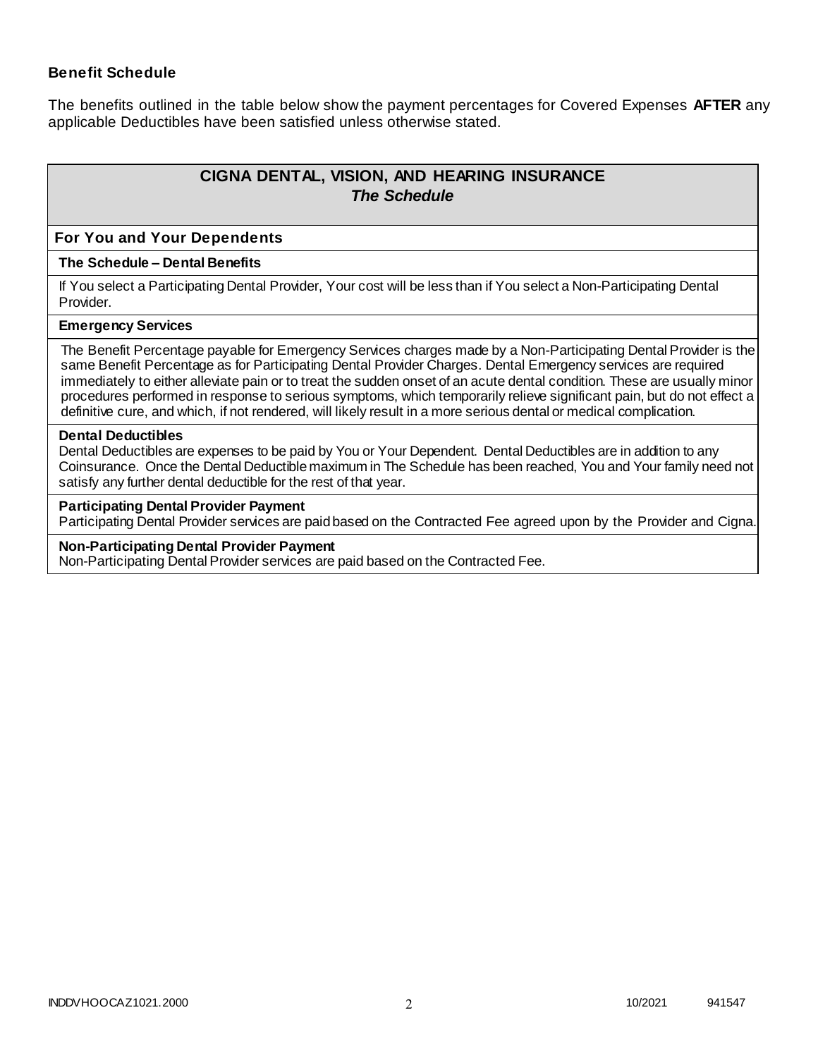### Benefit Schedule

The benefits outlined in the table below show the payment percentages for Covered Expenses **AFTER** any applicable Deductibles have been satisfied unless otherwise stated.

## CIGNA DENTAL, VISION, AND HEARING INSURANCE
### *The Schedule*

**For You and Your Dependents**

**The Schedule – Dental Benefits**

If You select a Participating Dental Provider, Your cost will be less than if You select a Non-Participating Dental Provider.

**Emergency Services**

The Benefit Percentage payable for Emergency Services charges made by a Non-Participating Dental Provider is the same Benefit Percentage as for Participating Dental Provider Charges. Dental Emergency services are required immediately to either alleviate pain or to treat the sudden onset of an acute dental condition. These are usually minor procedures performed in response to serious symptoms, which temporarily relieve significant pain, but do not effect a definitive cure, and which, if not rendered, will likely result in a more serious dental or medical complication.

**Dental Deductibles**

Dental Deductibles are expenses to be paid by You or Your Dependent. Dental Deductibles are in addition to any Coinsurance. Once the Dental Deductible maximum in The Schedule has been reached, You and Your family need not satisfy any further dental deductible for the rest of that year.

**Participating Dental Provider Payment**

Participating Dental Provider services are paid based on the Contracted Fee agreed upon by the Provider and Cigna.

**Non-Participating Dental Provider Payment**

Non-Participating Dental Provider services are paid based on the Contracted Fee.

INDDVHOOCAZ1021.2000 10/2021 941547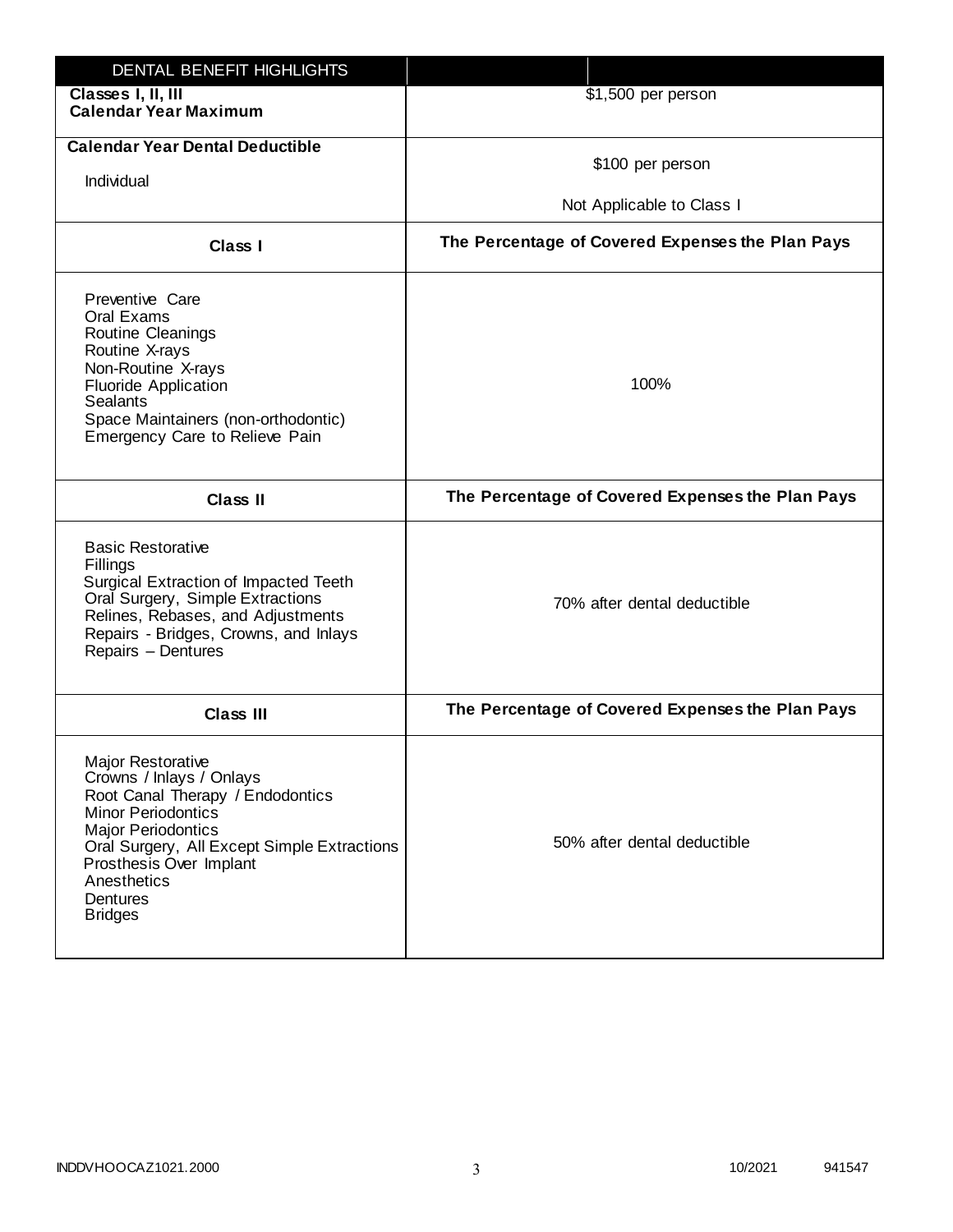| DENTAL BENEFIT HIGHLIGHTS | |
|---|---|
| **Classes I, II, III Calendar Year Maximum** | $1,500 per person |
| **Calendar Year Dental Deductible**<br>Individual | $100 per person<br>Not Applicable to Class I |
| **Class I** | **The Percentage of Covered Expenses the Plan Pays** |
| Preventive Care<br>Oral Exams<br>Routine Cleanings<br>Routine X-rays<br>Non-Routine X-rays<br>Fluoride Application<br>Sealants<br>Space Maintainers (non-orthodontic)<br>Emergency Care to Relieve Pain | 100% |
| **Class II** | **The Percentage of Covered Expenses the Plan Pays** |
| Basic Restorative<br>Fillings<br>Surgical Extraction of Impacted Teeth<br>Oral Surgery, Simple Extractions<br>Relines, Rebases, and Adjustments<br>Repairs - Bridges, Crowns, and Inlays<br>Repairs – Dentures | 70% after dental deductible |
| **Class III** | **The Percentage of Covered Expenses the Plan Pays** |
| Major Restorative<br>Crowns / Inlays / Onlays<br>Root Canal Therapy / Endodontics<br>Minor Periodontics<br>Major Periodontics<br>Oral Surgery, All Except Simple Extractions<br>Prosthesis Over Implant<br>Anesthetics<br>Dentures<br>Bridges | 50% after dental deductible |

INDDVHOOCAZ1021.2000 10/2021 941547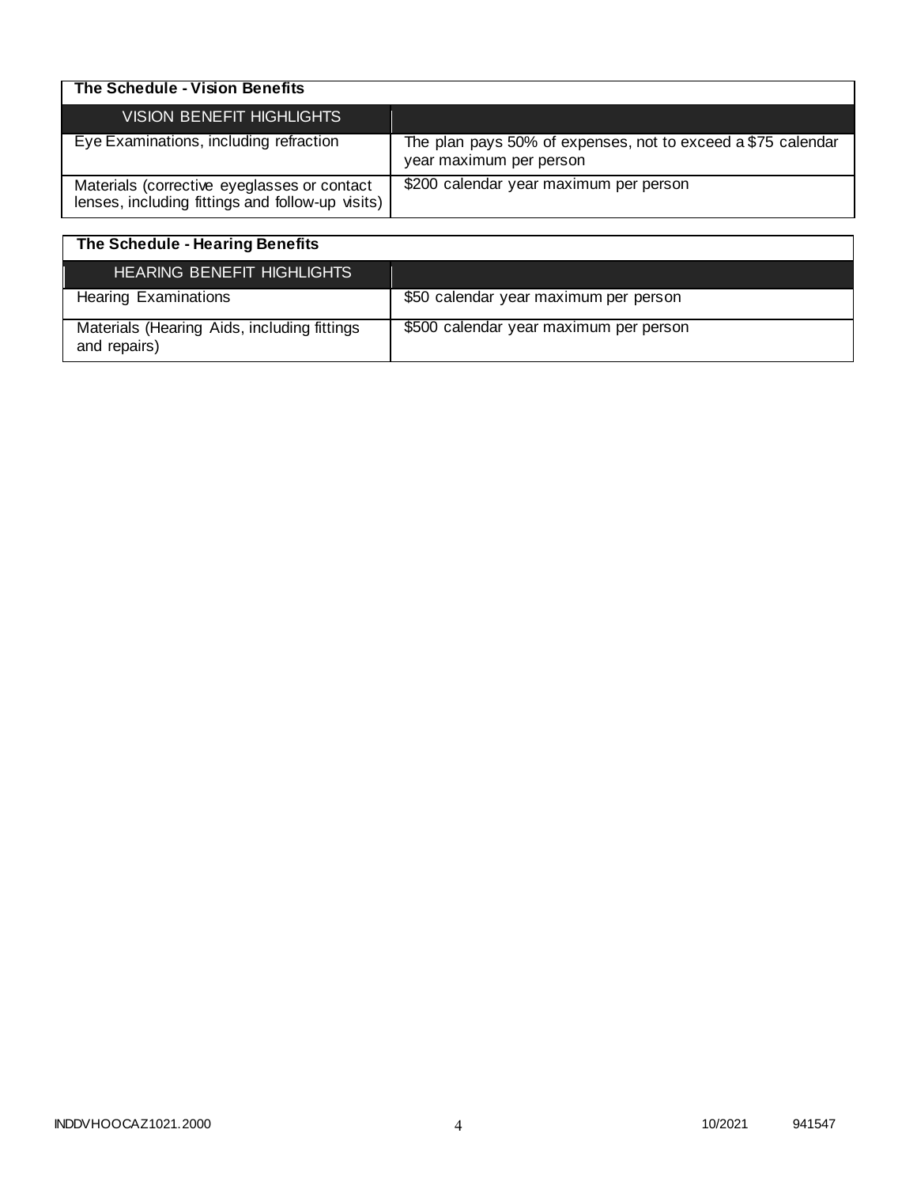## The Schedule - Vision Benefits

| VISION BENEFIT HIGHLIGHTS | |
|---|---|
| Eye Examinations, including refraction | The plan pays 50% of expenses, not to exceed a $75 calendar year maximum per person |
| Materials (corrective eyeglasses or contact lenses, including fittings and follow-up visits) | $200 calendar year maximum per person |

## The Schedule - Hearing Benefits

| HEARING BENEFIT HIGHLIGHTS | |
|---|---|
| Hearing Examinations | $50 calendar year maximum per person |
| Materials (Hearing Aids, including fittings and repairs) | $500 calendar year maximum per person |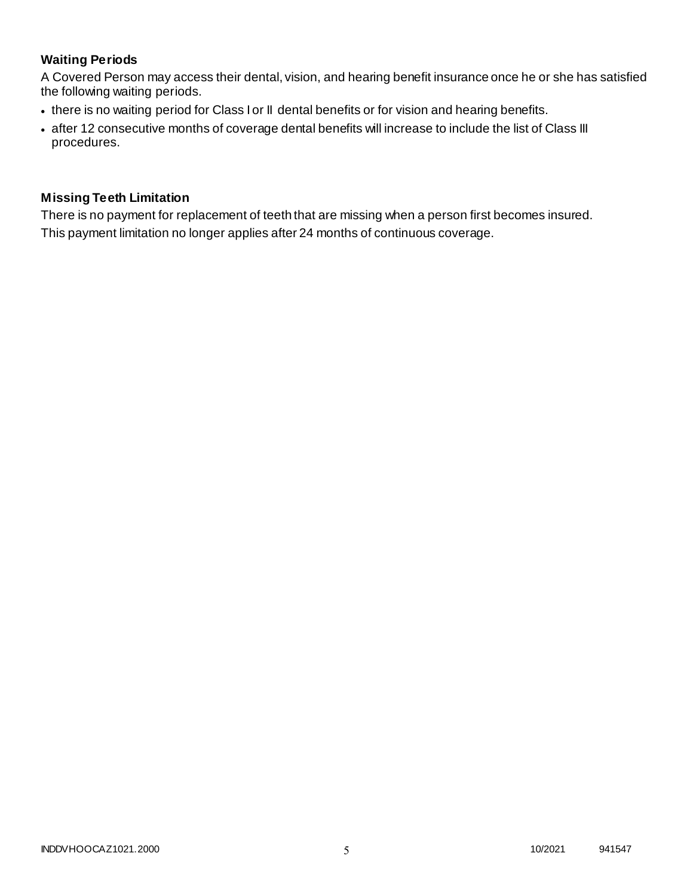## Waiting Periods

A Covered Person may access their dental, vision, and hearing benefit insurance once he or she has satisfied the following waiting periods.

- there is no waiting period for Class I or II dental benefits or for vision and hearing benefits.
- after 12 consecutive months of coverage dental benefits will increase to include the list of Class III procedures.

## Missing Teeth Limitation

There is no payment for replacement of teeth that are missing when a person first becomes insured. This payment limitation no longer applies after 24 months of continuous coverage.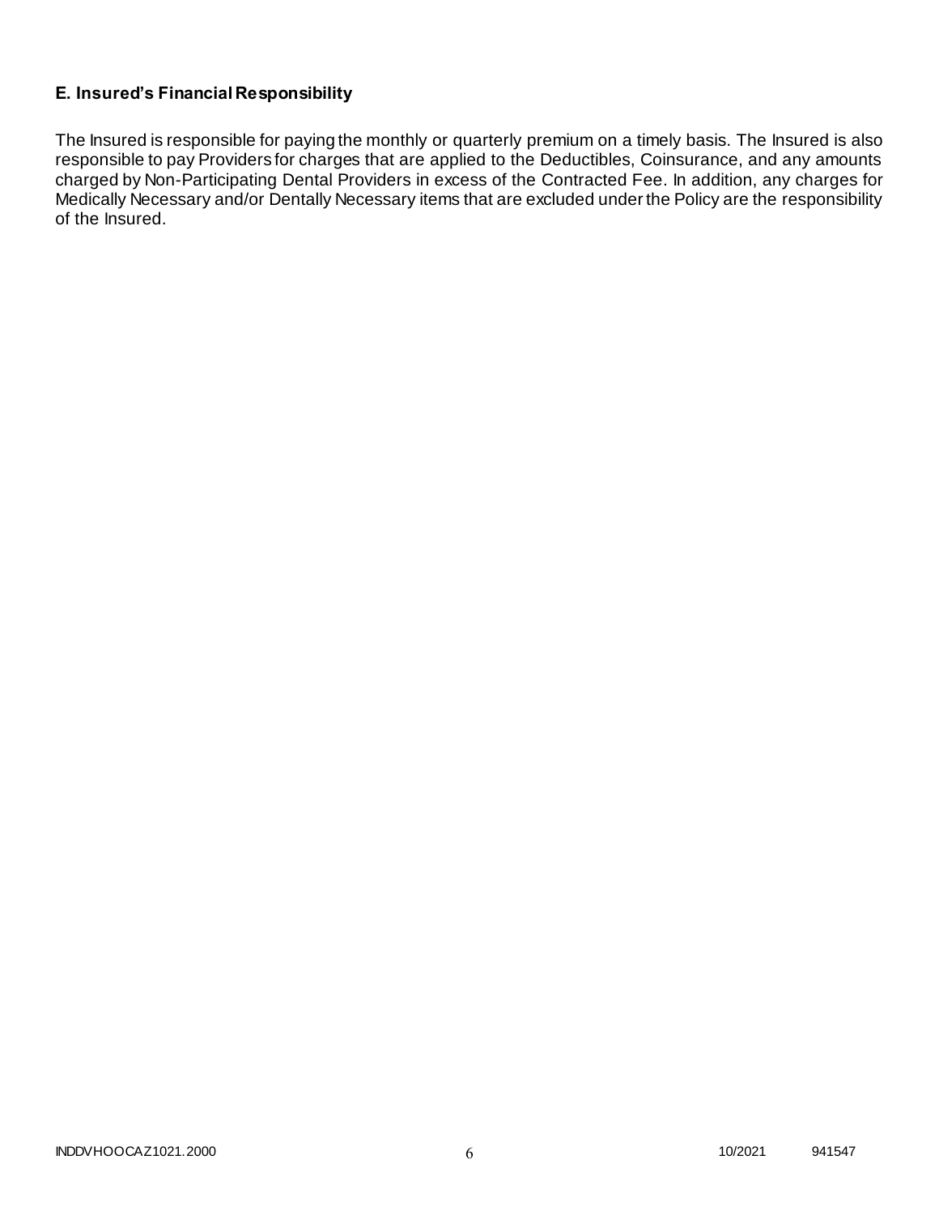### E. Insured's Financial Responsibility

The Insured is responsible for paying the monthly or quarterly premium on a timely basis. The Insured is also responsible to pay Providers for charges that are applied to the Deductibles, Coinsurance, and any amounts charged by Non-Participating Dental Providers in excess of the Contracted Fee. In addition, any charges for Medically Necessary and/or Dentally Necessary items that are excluded under the Policy are the responsibility of the Insured.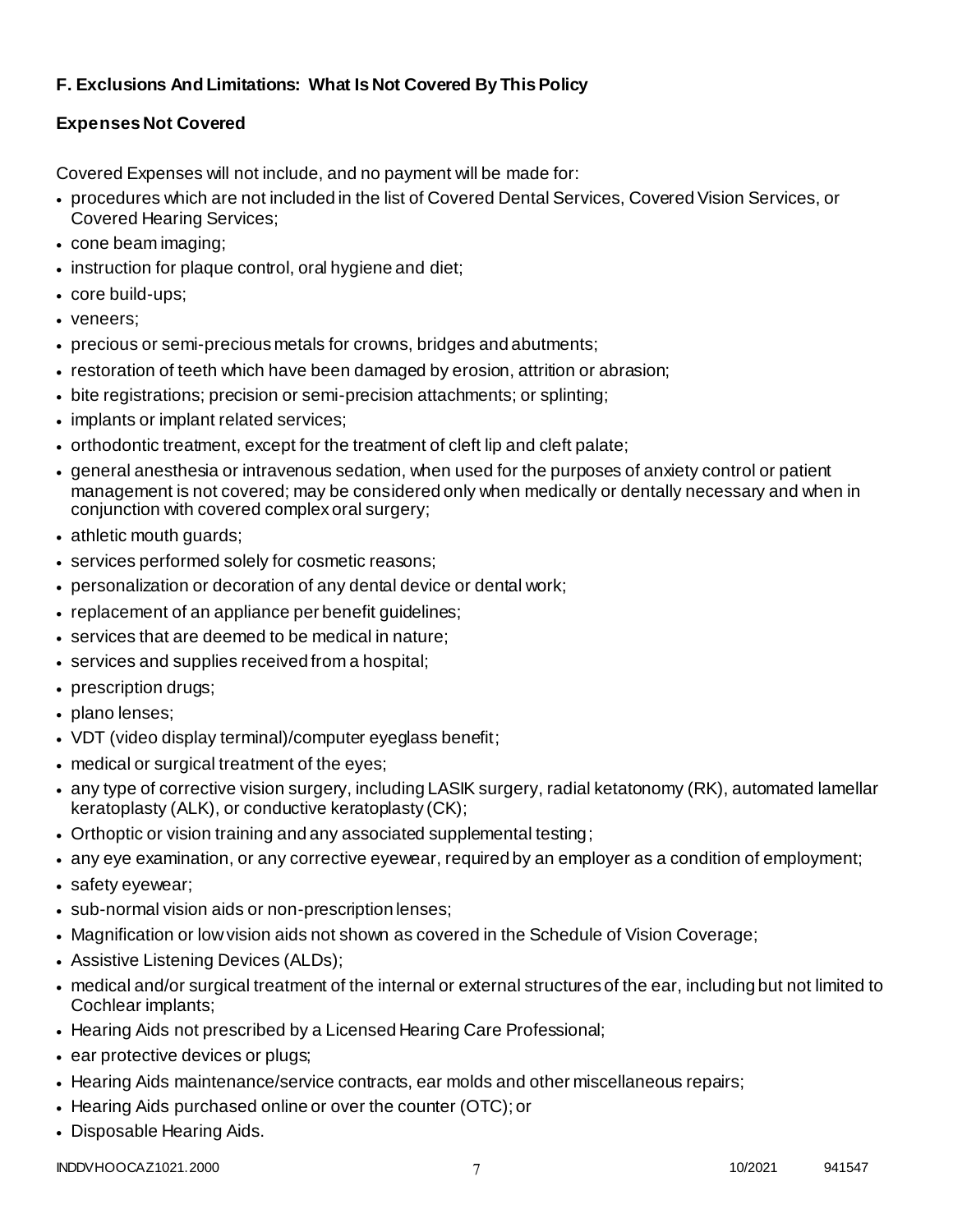### F. Exclusions And Limitations: What Is Not Covered By This Policy

### Expenses Not Covered

Covered Expenses will not include, and no payment will be made for:

- procedures which are not included in the list of Covered Dental Services, Covered Vision Services, or Covered Hearing Services;
- cone beam imaging;
- instruction for plaque control, oral hygiene and diet;
- core build-ups;
- veneers;
- precious or semi-precious metals for crowns, bridges and abutments;
- restoration of teeth which have been damaged by erosion, attrition or abrasion;
- bite registrations; precision or semi-precision attachments; or splinting;
- implants or implant related services;
- orthodontic treatment, except for the treatment of cleft lip and cleft palate;
- general anesthesia or intravenous sedation, when used for the purposes of anxiety control or patient management is not covered; may be considered only when medically or dentally necessary and when in conjunction with covered complex oral surgery;
- athletic mouth guards;
- services performed solely for cosmetic reasons;
- personalization or decoration of any dental device or dental work;
- replacement of an appliance per benefit guidelines;
- services that are deemed to be medical in nature;
- services and supplies received from a hospital;
- prescription drugs;
- plano lenses;
- VDT (video display terminal)/computer eyeglass benefit;
- medical or surgical treatment of the eyes;
- any type of corrective vision surgery, including LASIK surgery, radial ketatonomy (RK), automated lamellar keratoplasty (ALK), or conductive keratoplasty (CK);
- Orthoptic or vision training and any associated supplemental testing;
- any eye examination, or any corrective eyewear, required by an employer as a condition of employment;
- safety eyewear;
- sub-normal vision aids or non-prescription lenses;
- Magnification or low vision aids not shown as covered in the Schedule of Vision Coverage;
- Assistive Listening Devices (ALDs);
- medical and/or surgical treatment of the internal or external structures of the ear, including but not limited to Cochlear implants;
- Hearing Aids not prescribed by a Licensed Hearing Care Professional;
- ear protective devices or plugs;
- Hearing Aids maintenance/service contracts, ear molds and other miscellaneous repairs;
- Hearing Aids purchased online or over the counter (OTC); or
- Disposable Hearing Aids.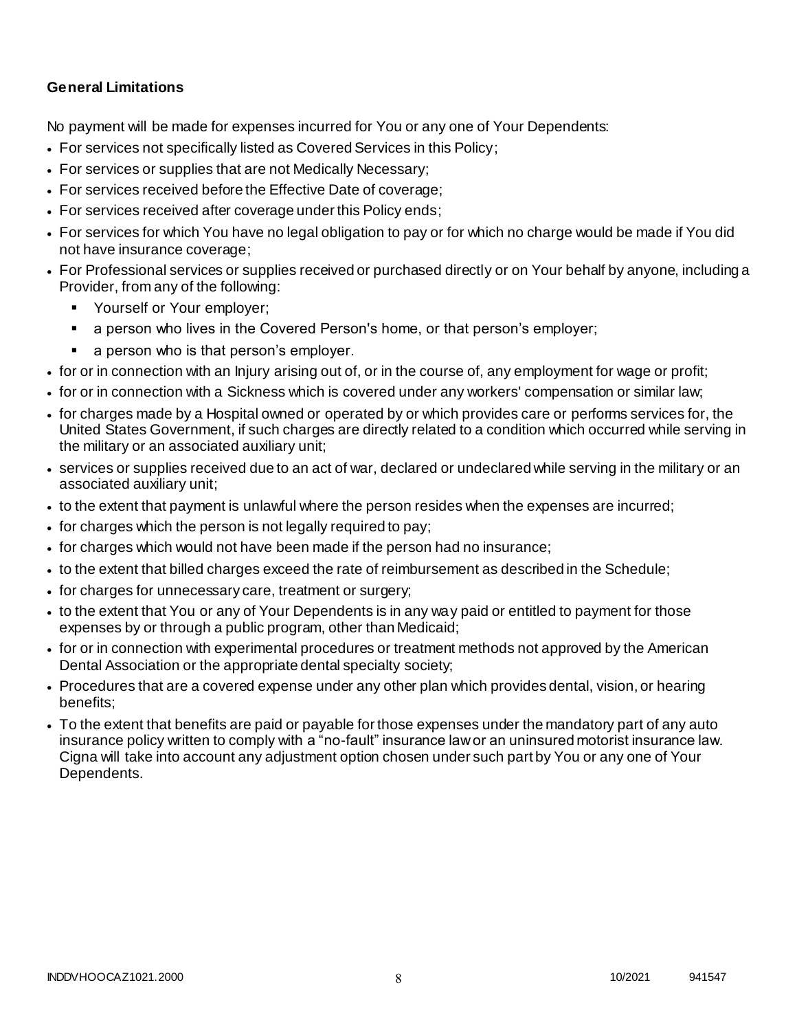**General Limitations**

No payment will be made for expenses incurred for You or any one of Your Dependents:

- For services not specifically listed as Covered Services in this Policy;
- For services or supplies that are not Medically Necessary;
- For services received before the Effective Date of coverage;
- For services received after coverage under this Policy ends;
- For services for which You have no legal obligation to pay or for which no charge would be made if You did not have insurance coverage;
- For Professional services or supplies received or purchased directly or on Your behalf by anyone, including a Provider, from any of the following:
  - Yourself or Your employer;
  - a person who lives in the Covered Person's home, or that person's employer;
  - a person who is that person's employer.
- for or in connection with an Injury arising out of, or in the course of, any employment for wage or profit;
- for or in connection with a Sickness which is covered under any workers' compensation or similar law;
- for charges made by a Hospital owned or operated by or which provides care or performs services for, the United States Government, if such charges are directly related to a condition which occurred while serving in the military or an associated auxiliary unit;
- services or supplies received due to an act of war, declared or undeclared while serving in the military or an associated auxiliary unit;
- to the extent that payment is unlawful where the person resides when the expenses are incurred;
- for charges which the person is not legally required to pay;
- for charges which would not have been made if the person had no insurance;
- to the extent that billed charges exceed the rate of reimbursement as described in the Schedule;
- for charges for unnecessary care, treatment or surgery;
- to the extent that You or any of Your Dependents is in any way paid or entitled to payment for those expenses by or through a public program, other than Medicaid;
- for or in connection with experimental procedures or treatment methods not approved by the American Dental Association or the appropriate dental specialty society;
- Procedures that are a covered expense under any other plan which provides dental, vision, or hearing benefits;
- To the extent that benefits are paid or payable for those expenses under the mandatory part of any auto insurance policy written to comply with a "no-fault" insurance law or an uninsured motorist insurance law. Cigna will take into account any adjustment option chosen under such part by You or any one of Your Dependents.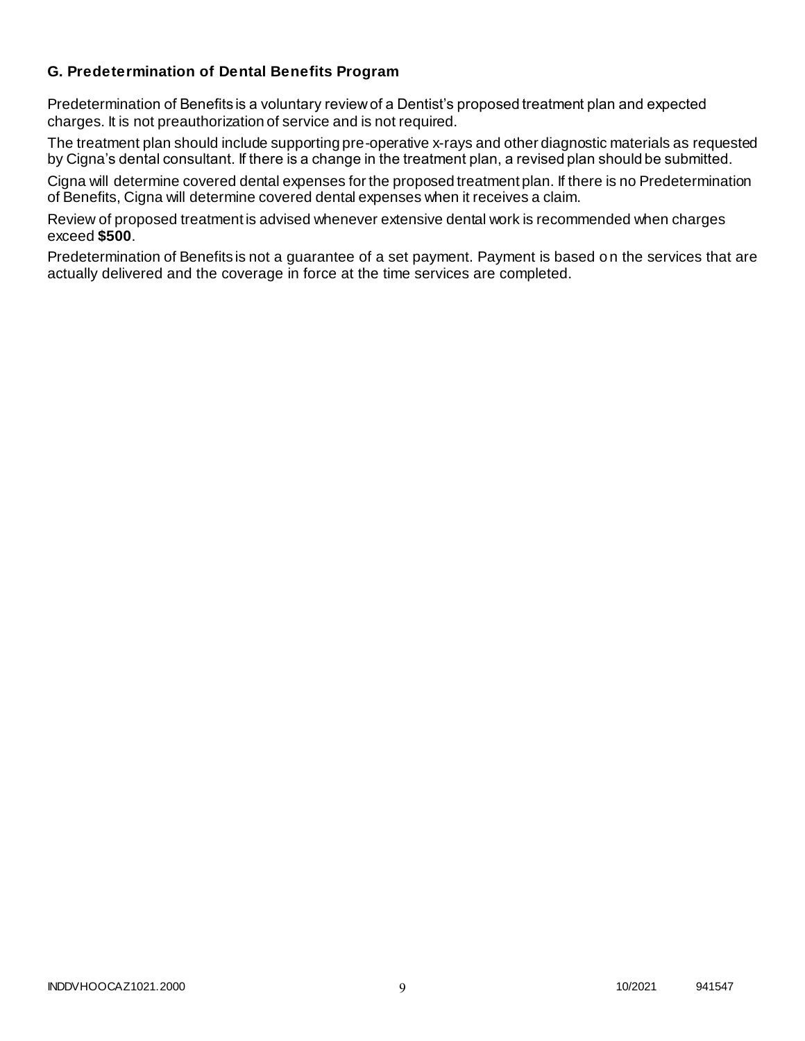### G. Predetermination of Dental Benefits Program

Predetermination of Benefits is a voluntary review of a Dentist's proposed treatment plan and expected charges. It is not preauthorization of service and is not required.

The treatment plan should include supporting pre-operative x-rays and other diagnostic materials as requested by Cigna's dental consultant. If there is a change in the treatment plan, a revised plan should be submitted.

Cigna will determine covered dental expenses for the proposed treatment plan. If there is no Predetermination of Benefits, Cigna will determine covered dental expenses when it receives a claim.

Review of proposed treatment is advised whenever extensive dental work is recommended when charges exceed **$500**.

Predetermination of Benefits is not a guarantee of a set payment. Payment is based on the services that are actually delivered and the coverage in force at the time services are completed.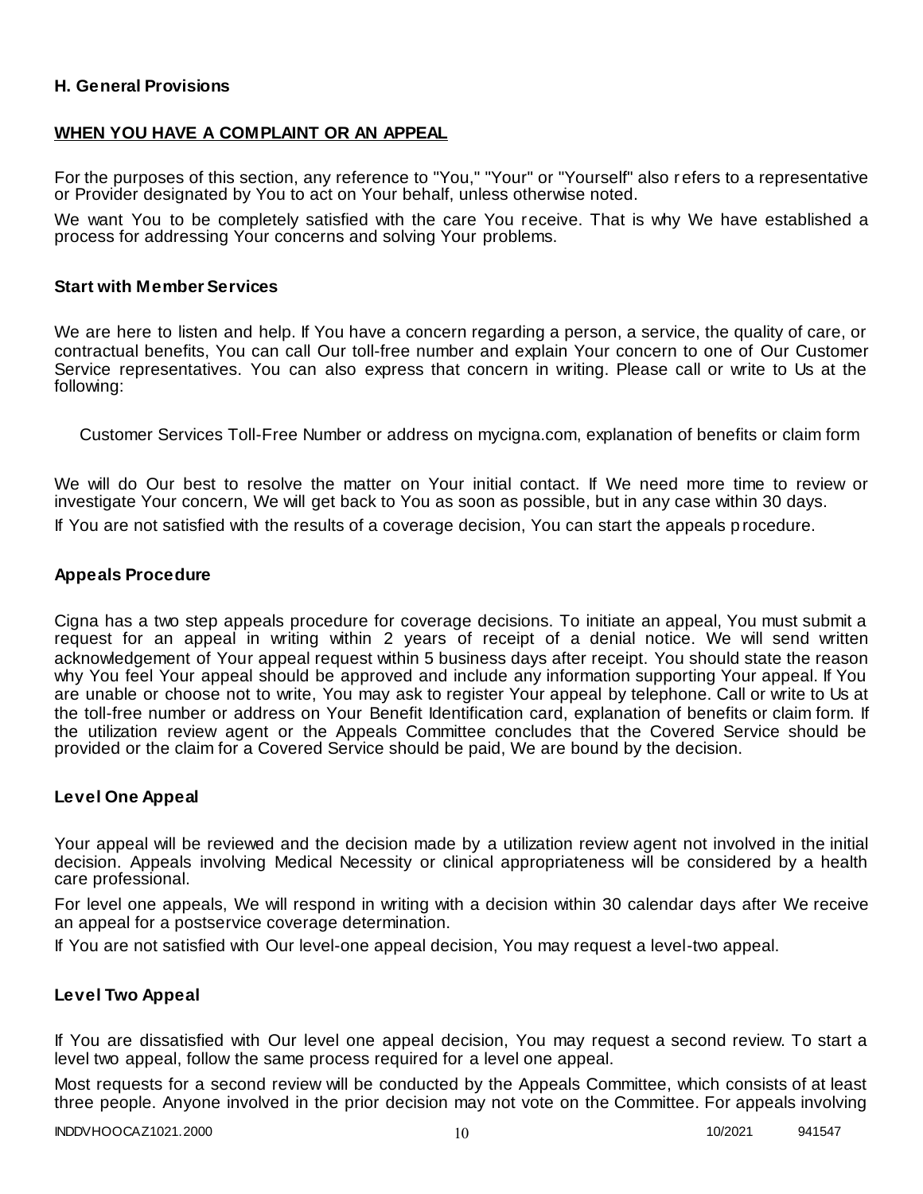**H. General Provisions**

**WHEN YOU HAVE A COMPLAINT OR AN APPEAL**

For the purposes of this section, any reference to "You," "Your" or "Yourself" also refers to a representative or Provider designated by You to act on Your behalf, unless otherwise noted.

We want You to be completely satisfied with the care You receive. That is why We have established a process for addressing Your concerns and solving Your problems.

**Start with Member Services**

We are here to listen and help. If You have a concern regarding a person, a service, the quality of care, or contractual benefits, You can call Our toll-free number and explain Your concern to one of Our Customer Service representatives. You can also express that concern in writing. Please call or write to Us at the following:

Customer Services Toll-Free Number or address on mycigna.com, explanation of benefits or claim form

We will do Our best to resolve the matter on Your initial contact. If We need more time to review or investigate Your concern, We will get back to You as soon as possible, but in any case within 30 days.

If You are not satisfied with the results of a coverage decision, You can start the appeals procedure.

**Appeals Procedure**

Cigna has a two step appeals procedure for coverage decisions. To initiate an appeal, You must submit a request for an appeal in writing within 2 years of receipt of a denial notice. We will send written acknowledgement of Your appeal request within 5 business days after receipt. You should state the reason why You feel Your appeal should be approved and include any information supporting Your appeal. If You are unable or choose not to write, You may ask to register Your appeal by telephone. Call or write to Us at the toll-free number or address on Your Benefit Identification card, explanation of benefits or claim form. If the utilization review agent or the Appeals Committee concludes that the Covered Service should be provided or the claim for a Covered Service should be paid, We are bound by the decision.

**Level One Appeal**

Your appeal will be reviewed and the decision made by a utilization review agent not involved in the initial decision. Appeals involving Medical Necessity or clinical appropriateness will be considered by a health care professional.

For level one appeals, We will respond in writing with a decision within 30 calendar days after We receive an appeal for a postservice coverage determination.

If You are not satisfied with Our level-one appeal decision, You may request a level-two appeal.

**Level Two Appeal**

If You are dissatisfied with Our level one appeal decision, You may request a second review. To start a level two appeal, follow the same process required for a level one appeal.

Most requests for a second review will be conducted by the Appeals Committee, which consists of at least three people. Anyone involved in the prior decision may not vote on the Committee. For appeals involving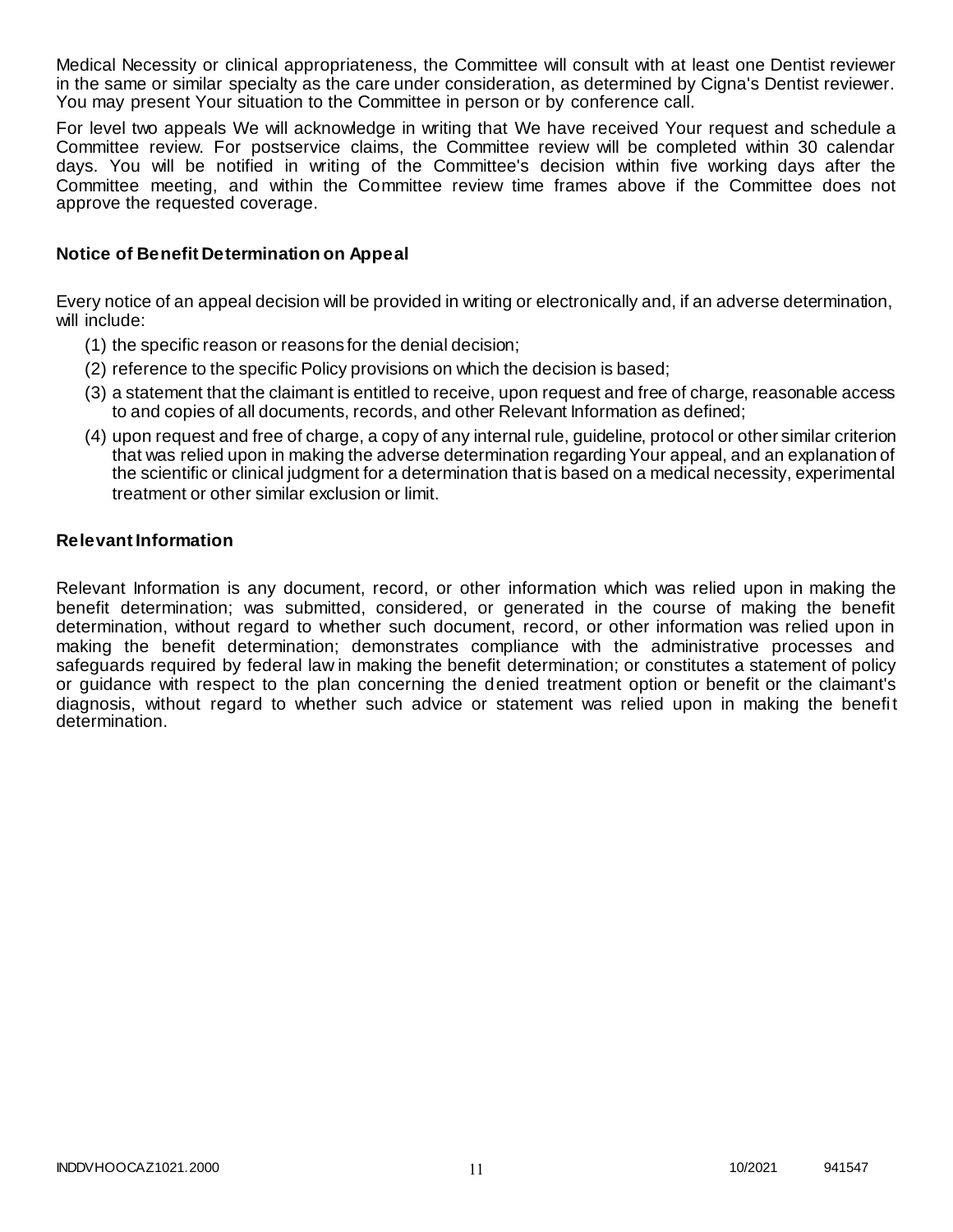Medical Necessity or clinical appropriateness, the Committee will consult with at least one Dentist reviewer in the same or similar specialty as the care under consideration, as determined by Cigna's Dentist reviewer. You may present Your situation to the Committee in person or by conference call.

For level two appeals We will acknowledge in writing that We have received Your request and schedule a Committee review. For postservice claims, the Committee review will be completed within 30 calendar days. You will be notified in writing of the Committee's decision within five working days after the Committee meeting, and within the Committee review time frames above if the Committee does not approve the requested coverage.

### Notice of Benefit Determination on Appeal

Every notice of an appeal decision will be provided in writing or electronically and, if an adverse determination, will include:

(1) the specific reason or reasons for the denial decision;

(2) reference to the specific Policy provisions on which the decision is based;

(3) a statement that the claimant is entitled to receive, upon request and free of charge, reasonable access to and copies of all documents, records, and other Relevant Information as defined;

(4) upon request and free of charge, a copy of any internal rule, guideline, protocol or other similar criterion that was relied upon in making the adverse determination regarding Your appeal, and an explanation of the scientific or clinical judgment for a determination that is based on a medical necessity, experimental treatment or other similar exclusion or limit.

### Relevant Information

Relevant Information is any document, record, or other information which was relied upon in making the benefit determination; was submitted, considered, or generated in the course of making the benefit determination, without regard to whether such document, record, or other information was relied upon in making the benefit determination; demonstrates compliance with the administrative processes and safeguards required by federal law in making the benefit determination; or constitutes a statement of policy or guidance with respect to the plan concerning the denied treatment option or benefit or the claimant's diagnosis, without regard to whether such advice or statement was relied upon in making the benefit determination.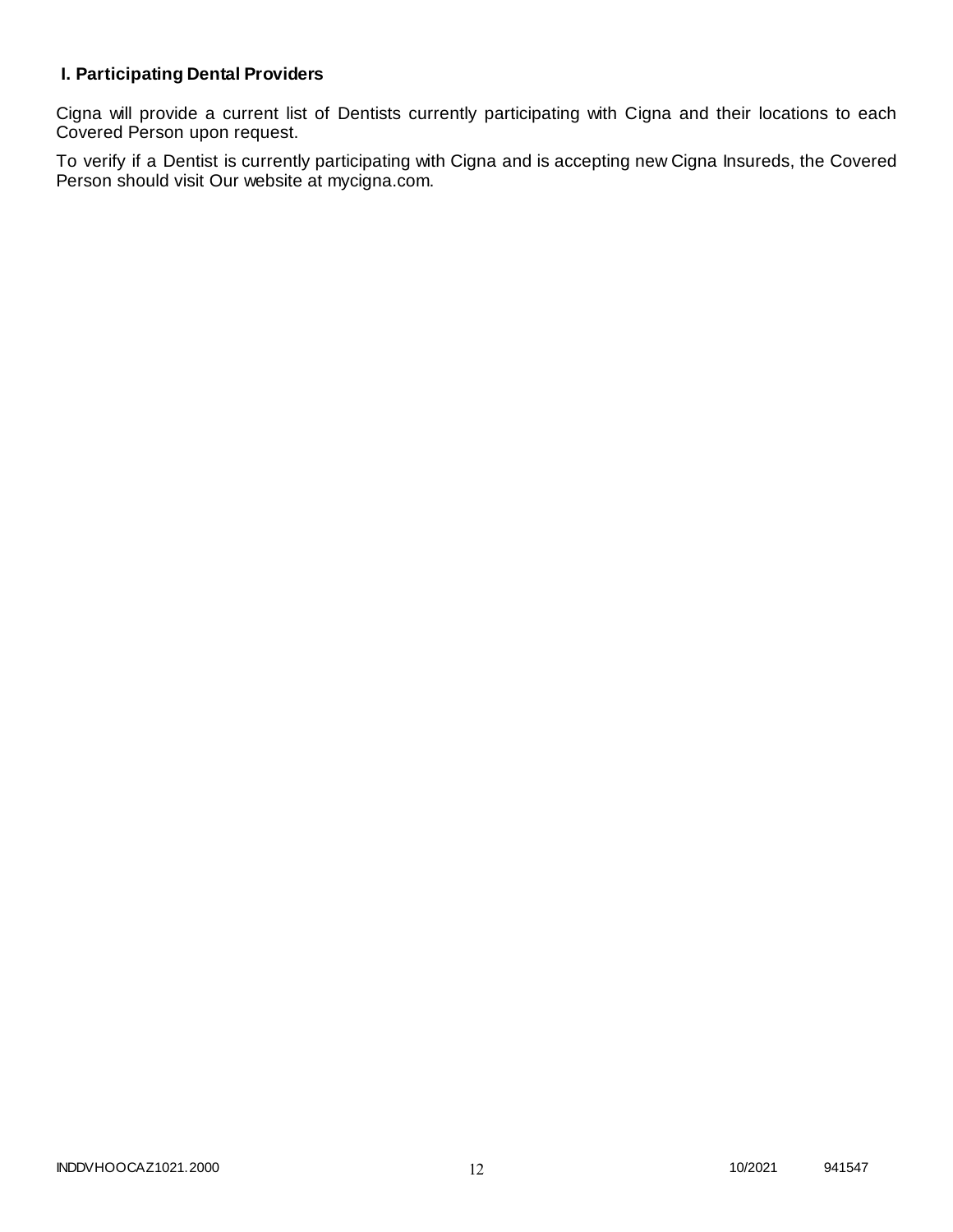### I. Participating Dental Providers

Cigna will provide a current list of Dentists currently participating with Cigna and their locations to each Covered Person upon request.

To verify if a Dentist is currently participating with Cigna and is accepting new Cigna Insureds, the Covered Person should visit Our website at mycigna.com.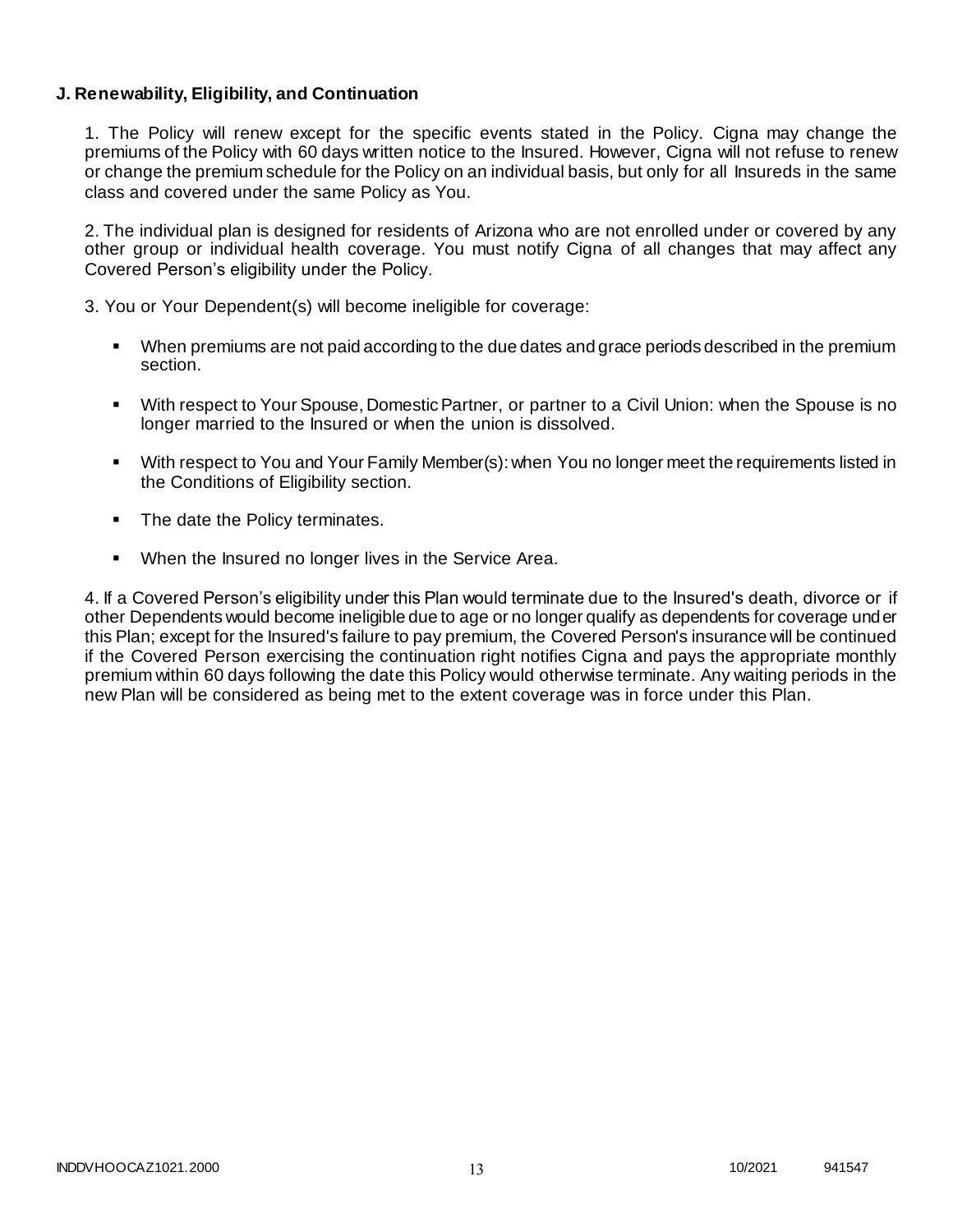**J. Renewability, Eligibility, and Continuation**

1. The Policy will renew except for the specific events stated in the Policy. Cigna may change the premiums of the Policy with 60 days written notice to the Insured. However, Cigna will not refuse to renew or change the premium schedule for the Policy on an individual basis, but only for all Insureds in the same class and covered under the same Policy as You.

2. The individual plan is designed for residents of Arizona who are not enrolled under or covered by any other group or individual health coverage. You must notify Cigna of all changes that may affect any Covered Person's eligibility under the Policy.

3. You or Your Dependent(s) will become ineligible for coverage:

- When premiums are not paid according to the due dates and grace periods described in the premium section.
- With respect to Your Spouse, Domestic Partner, or partner to a Civil Union: when the Spouse is no longer married to the Insured or when the union is dissolved.
- With respect to You and Your Family Member(s): when You no longer meet the requirements listed in the Conditions of Eligibility section.
- The date the Policy terminates.
- When the Insured no longer lives in the Service Area.

4. If a Covered Person's eligibility under this Plan would terminate due to the Insured's death, divorce or if other Dependents would become ineligible due to age or no longer qualify as dependents for coverage under this Plan; except for the Insured's failure to pay premium, the Covered Person's insurance will be continued if the Covered Person exercising the continuation right notifies Cigna and pays the appropriate monthly premium within 60 days following the date this Policy would otherwise terminate. Any waiting periods in the new Plan will be considered as being met to the extent coverage was in force under this Plan.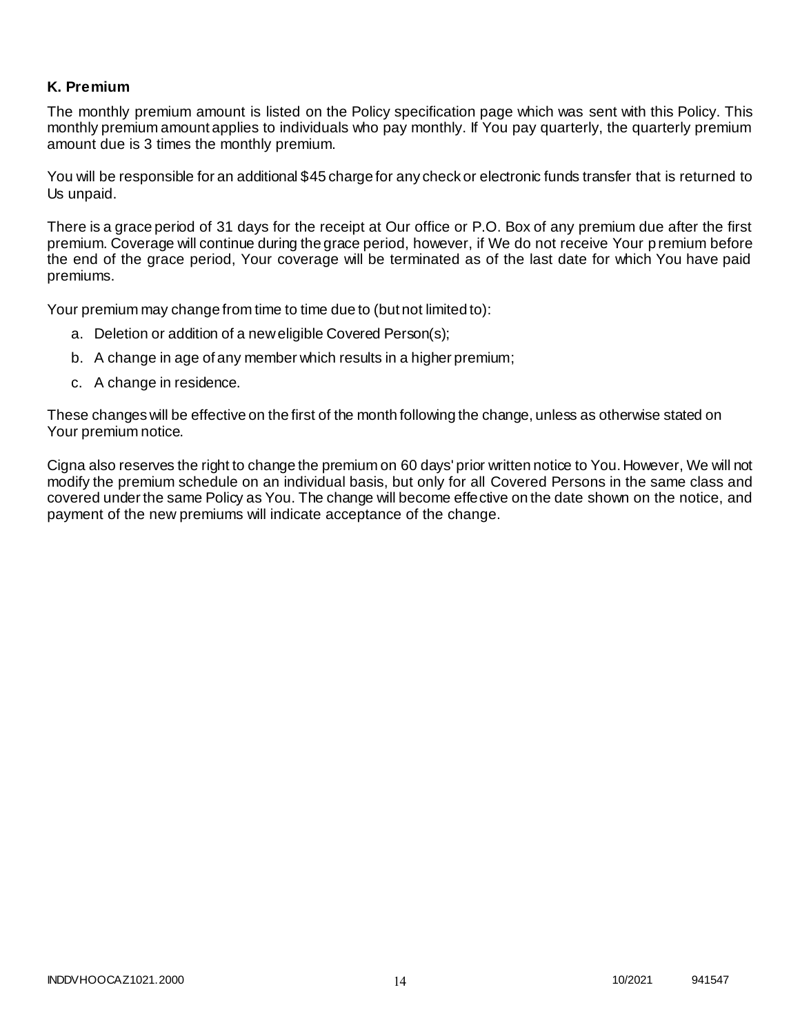### K. Premium

The monthly premium amount is listed on the Policy specification page which was sent with this Policy. This monthly premium amount applies to individuals who pay monthly. If You pay quarterly, the quarterly premium amount due is 3 times the monthly premium.

You will be responsible for an additional $45 charge for any check or electronic funds transfer that is returned to Us unpaid.

There is a grace period of 31 days for the receipt at Our office or P.O. Box of any premium due after the first premium. Coverage will continue during the grace period, however, if We do not receive Your premium before the end of the grace period, Your coverage will be terminated as of the last date for which You have paid premiums.

Your premium may change from time to time due to (but not limited to):

a. Deletion or addition of a new eligible Covered Person(s);
b. A change in age of any member which results in a higher premium;
c. A change in residence.

These changes will be effective on the first of the month following the change, unless as otherwise stated on Your premium notice.

Cigna also reserves the right to change the premium on 60 days' prior written notice to You. However, We will not modify the premium schedule on an individual basis, but only for all Covered Persons in the same class and covered under the same Policy as You. The change will become effective on the date shown on the notice, and payment of the new premiums will indicate acceptance of the change.